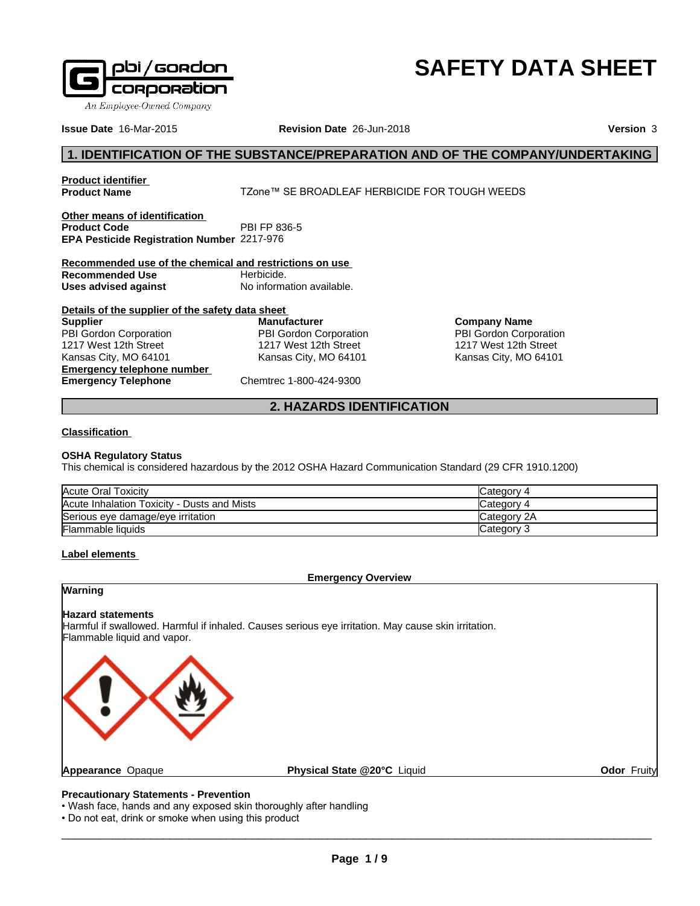# SAFETY DATA SHEET

**Issue Date** 16-Mar-2015 **Revision Date** 26-Jun-2018 **Version** 3

## 1. IDENTIFICATION OF THE SUBSTANCE/PREPARATION AND OF THE COMPANY/UNDERTAKING

**Product identifier**

**Product Name** TZone™ SE BROADLEAF HERBICIDE FOR TOUGH WEEDS

**Other means of identification**

**Product Code** PBI FP 836-5

**EPA Pesticide Registration Number** 2217-976

**Recommended use of the chemical and restrictions on use**

**Recommended Use** Herbicide.

**Uses advised against** No information available.

**Details of the supplier of the safety data sheet**

**Supplier**
PBI Gordon Corporation
1217 West 12th Street
Kansas City, MO 64101

**Manufacturer**
PBI Gordon Corporation
1217 West 12th Street
Kansas City, MO 64101

**Company Name**
PBI Gordon Corporation
1217 West 12th Street
Kansas City, MO 64101

**Emergency telephone number**

**Emergency Telephone** Chemtrec 1-800-424-9300

## 2. HAZARDS IDENTIFICATION

**Classification**

**OSHA Regulatory Status**
This chemical is considered hazardous by the 2012 OSHA Hazard Communication Standard (29 CFR 1910.1200)

| | |
|---|---|
| Acute Oral Toxicity | Category 4 |
| Acute Inhalation Toxicity - Dusts and Mists | Category 4 |
| Serious eye damage/eye irritation | Category 2A |
| Flammable liquids | Category 3 |

**Label elements**

**Emergency Overview**

**Warning**

**Hazard statements**
Harmful if swallowed. Harmful if inhaled. Causes serious eye irritation. May cause skin irritation.
Flammable liquid and vapor.

**Appearance** Opaque **Physical State @20°C** Liquid **Odor** Fruity

**Precautionary Statements - Prevention**
- Wash face, hands and any exposed skin thoroughly after handling
- Do not eat, drink or smoke when using this product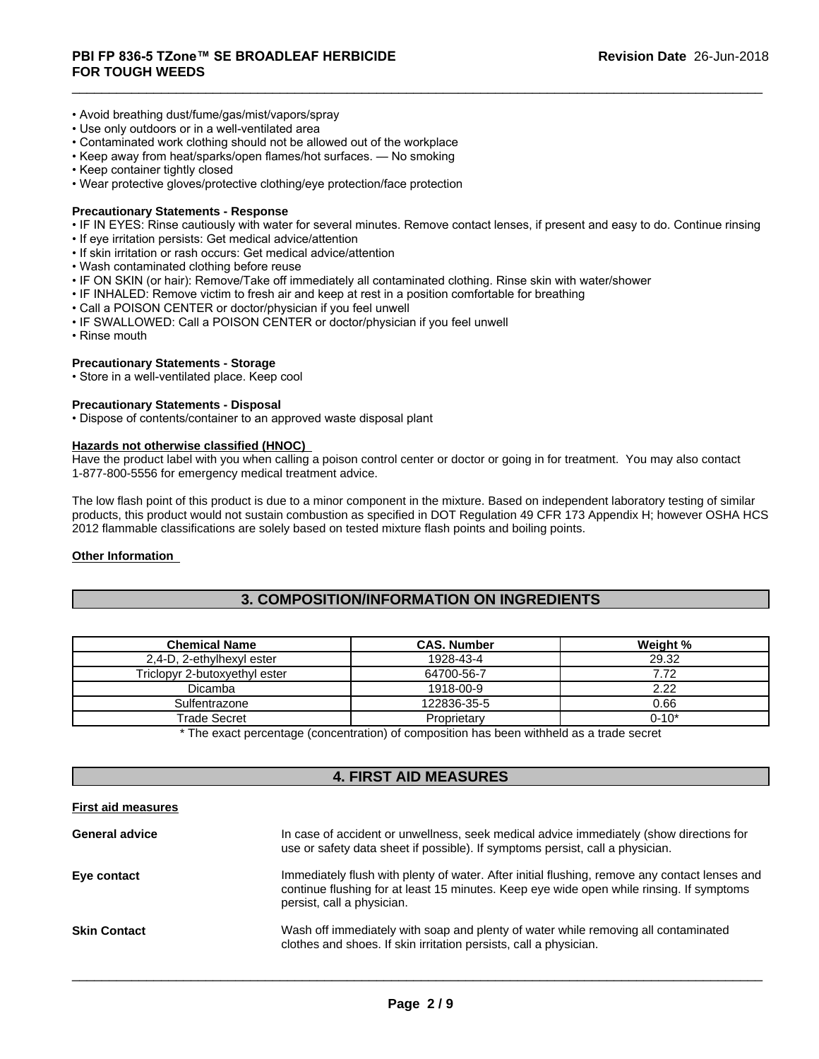- Avoid breathing dust/fume/gas/mist/vapors/spray
- Use only outdoors or in a well-ventilated area
- Contaminated work clothing should not be allowed out of the workplace
- Keep away from heat/sparks/open flames/hot surfaces. — No smoking
- Keep container tightly closed
- Wear protective gloves/protective clothing/eye protection/face protection

**Precautionary Statements - Response**

- IF IN EYES: Rinse cautiously with water for several minutes. Remove contact lenses, if present and easy to do. Continue rinsing
- If eye irritation persists: Get medical advice/attention
- If skin irritation or rash occurs: Get medical advice/attention
- Wash contaminated clothing before reuse
- IF ON SKIN (or hair): Remove/Take off immediately all contaminated clothing. Rinse skin with water/shower
- IF INHALED: Remove victim to fresh air and keep at rest in a position comfortable for breathing
- Call a POISON CENTER or doctor/physician if you feel unwell
- IF SWALLOWED: Call a POISON CENTER or doctor/physician if you feel unwell
- Rinse mouth

**Precautionary Statements - Storage**

- Store in a well-ventilated place. Keep cool

**Precautionary Statements - Disposal**

- Dispose of contents/container to an approved waste disposal plant

**Hazards not otherwise classified (HNOC)**

Have the product label with you when calling a poison control center or doctor or going in for treatment. You may also contact 1-877-800-5556 for emergency medical treatment advice.

The low flash point of this product is due to a minor component in the mixture. Based on independent laboratory testing of similar products, this product would not sustain combustion as specified in DOT Regulation 49 CFR 173 Appendix H; however OSHA HCS 2012 flammable classifications are solely based on tested mixture flash points and boiling points.

**Other Information**

## 3. COMPOSITION/INFORMATION ON INGREDIENTS

| Chemical Name | CAS. Number | Weight % |
|---|---|---|
| 2,4-D, 2-ethylhexyl ester | 1928-43-4 | 29.32 |
| Triclopyr 2-butoxyethyl ester | 64700-56-7 | 7.72 |
| Dicamba | 1918-00-9 | 2.22 |
| Sulfentrazone | 122836-35-5 | 0.66 |
| Trade Secret | Proprietary | 0-10* |

* The exact percentage (concentration) of composition has been withheld as a trade secret

## 4. FIRST AID MEASURES

**First aid measures**

**General advice** In case of accident or unwellness, seek medical advice immediately (show directions for use or safety data sheet if possible). If symptoms persist, call a physician.

**Eye contact** Immediately flush with plenty of water. After initial flushing, remove any contact lenses and continue flushing for at least 15 minutes. Keep eye wide open while rinsing. If symptoms persist, call a physician.

**Skin Contact** Wash off immediately with soap and plenty of water while removing all contaminated clothes and shoes. If skin irritation persists, call a physician.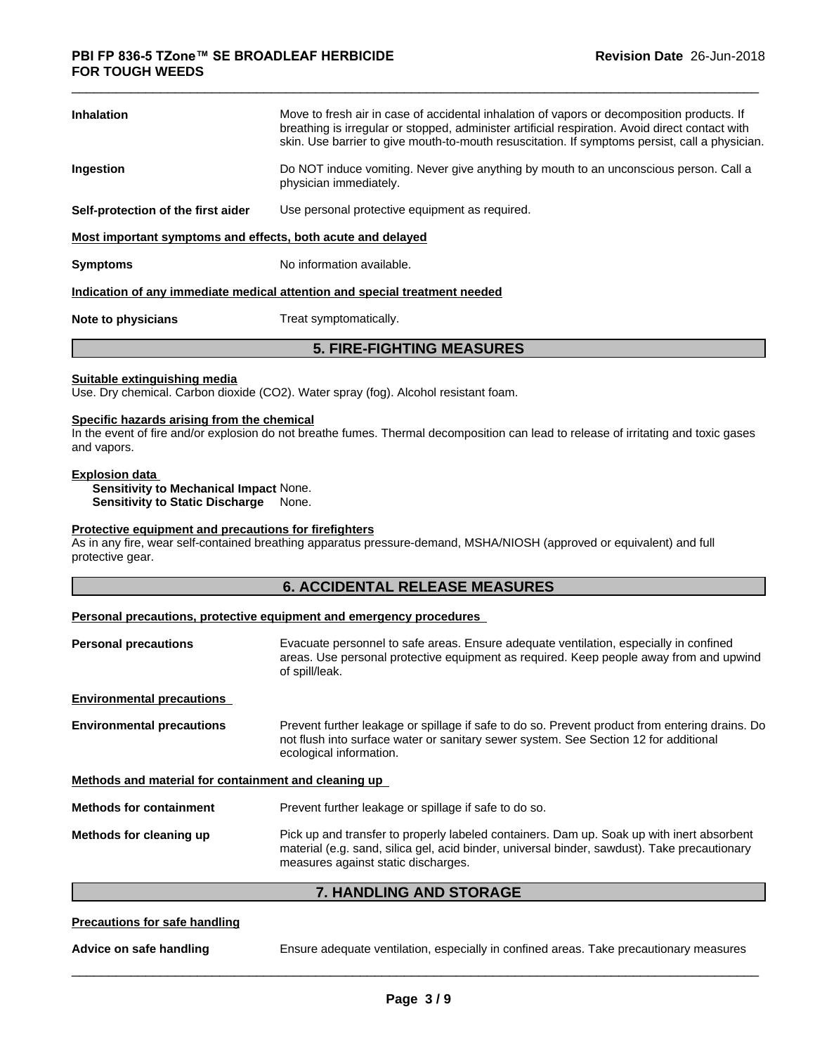| | |
|---|---|
| **Inhalation** | Move to fresh air in case of accidental inhalation of vapors or decomposition products. If breathing is irregular or stopped, administer artificial respiration. Avoid direct contact with skin. Use barrier to give mouth-to-mouth resuscitation. If symptoms persist, call a physician. |
| **Ingestion** | Do NOT induce vomiting. Never give anything by mouth to an unconscious person. Call a physician immediately. |
| **Self-protection of the first aider** | Use personal protective equipment as required. |

**Most important symptoms and effects, both acute and delayed**

| | |
|---|---|
| **Symptoms** | No information available. |

**Indication of any immediate medical attention and special treatment needed**

| | |
|---|---|
| **Note to physicians** | Treat symptomatically. |

## 5. FIRE-FIGHTING MEASURES

**Suitable extinguishing media**

Use. Dry chemical. Carbon dioxide ($CO_2$). Water spray (fog). Alcohol resistant foam.

**Specific hazards arising from the chemical**

In the event of fire and/or explosion do not breathe fumes. Thermal decomposition can lead to release of irritating and toxic gases and vapors.

**Explosion data**

**Sensitivity to Mechanical Impact** None.
**Sensitivity to Static Discharge** None.

**Protective equipment and precautions for firefighters**

As in any fire, wear self-contained breathing apparatus pressure-demand, MSHA/NIOSH (approved or equivalent) and full protective gear.

## 6. ACCIDENTAL RELEASE MEASURES

**Personal precautions, protective equipment and emergency procedures**

| | |
|---|---|
| **Personal precautions** | Evacuate personnel to safe areas. Ensure adequate ventilation, especially in confined areas. Use personal protective equipment as required. Keep people away from and upwind of spill/leak. |

**Environmental precautions**

| | |
|---|---|
| **Environmental precautions** | Prevent further leakage or spillage if safe to do so. Prevent product from entering drains. Do not flush into surface water or sanitary sewer system. See Section 12 for additional ecological information. |

**Methods and material for containment and cleaning up**

| | |
|---|---|
| **Methods for containment** | Prevent further leakage or spillage if safe to do so. |
| **Methods for cleaning up** | Pick up and transfer to properly labeled containers. Dam up. Soak up with inert absorbent material (e.g. sand, silica gel, acid binder, universal binder, sawdust). Take precautionary measures against static discharges. |

## 7. HANDLING AND STORAGE

**Precautions for safe handling**

| | |
|---|---|
| **Advice on safe handling** | Ensure adequate ventilation, especially in confined areas. Take precautionary measures |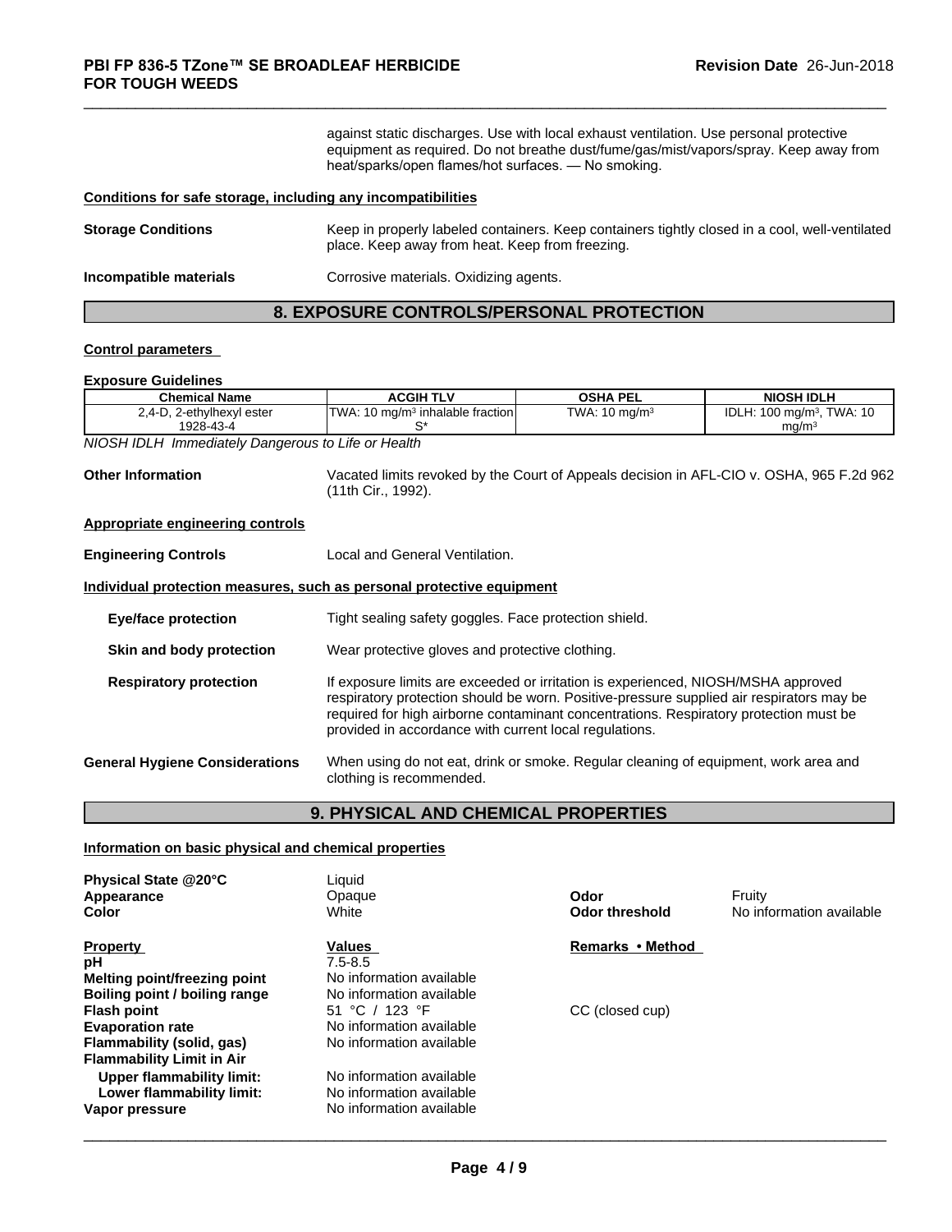against static discharges. Use with local exhaust ventilation. Use personal protective equipment as required. Do not breathe dust/fume/gas/mist/vapors/spray. Keep away from heat/sparks/open flames/hot surfaces. — No smoking.

**Conditions for safe storage, including any incompatibilities**

**Storage Conditions** Keep in properly labeled containers. Keep containers tightly closed in a cool, well-ventilated place. Keep away from heat. Keep from freezing.

**Incompatible materials** Corrosive materials. Oxidizing agents.

## 8. EXPOSURE CONTROLS/PERSONAL PROTECTION

**Control parameters**

**Exposure Guidelines**

| Chemical Name | ACGIH TLV | OSHA PEL | NIOSH IDLH |
|---|---|---|---|
| 2,4-D, 2-ethylhexyl ester 1928-43-4 | TWA: 10 mg/m³ inhalable fraction S* | TWA: 10 mg/m³ | IDLH: 100 mg/m³, TWA: 10 mg/m³ |

*NIOSH IDLH Immediately Dangerous to Life or Health*

**Other Information** Vacated limits revoked by the Court of Appeals decision in AFL-CIO v. OSHA, 965 F.2d 962 (11th Cir., 1992).

**Appropriate engineering controls**

**Engineering Controls** Local and General Ventilation.

**Individual protection measures, such as personal protective equipment**

**Eye/face protection** Tight sealing safety goggles. Face protection shield.

**Skin and body protection** Wear protective gloves and protective clothing.

**Respiratory protection** If exposure limits are exceeded or irritation is experienced, NIOSH/MSHA approved respiratory protection should be worn. Positive-pressure supplied air respirators may be required for high airborne contaminant concentrations. Respiratory protection must be provided in accordance with current local regulations.

**General Hygiene Considerations** When using do not eat, drink or smoke. Regular cleaning of equipment, work area and clothing is recommended.

## 9. PHYSICAL AND CHEMICAL PROPERTIES

**Information on basic physical and chemical properties**

**Physical State @20°C** Liquid
**Appearance** Opaque
**Color** White
**Odor** Fruity
**Odor threshold** No information available

| Property | Values | Remarks • Method |
|---|---|---|
| **pH** | 7.5-8.5 | |
| **Melting point/freezing point** | No information available | |
| **Boiling point / boiling range** | No information available | |
| **Flash point** | 51 °C / 123 °F | CC (closed cup) |
| **Evaporation rate** | No information available | |
| **Flammability (solid, gas)** | No information available | |
| **Flammability Limit in Air** | | |
| **Upper flammability limit:** | No information available | |
| **Lower flammability limit:** | No information available | |
| **Vapor pressure** | No information available | |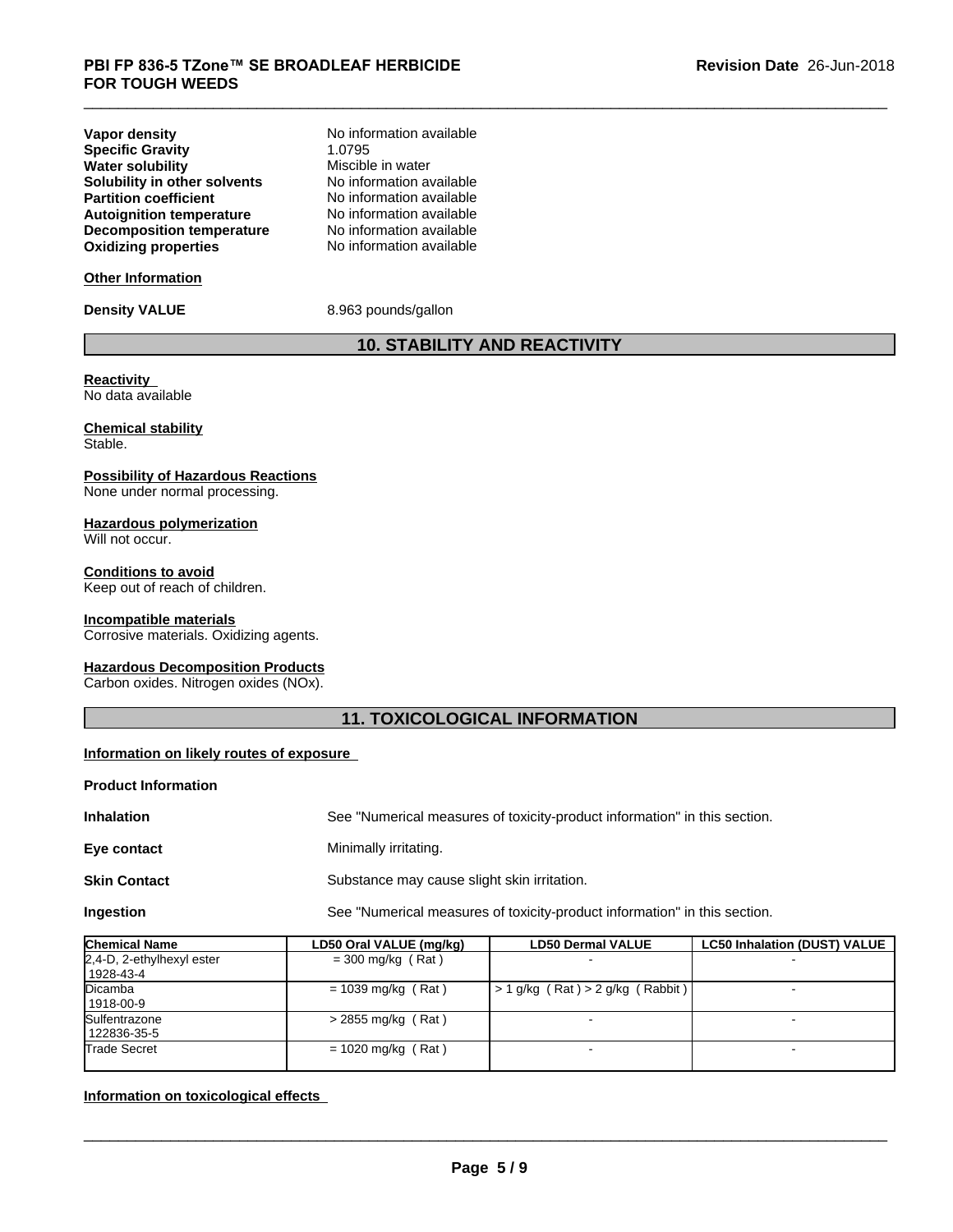| | |
|---|---|
| **Vapor density** | No information available |
| **Specific Gravity** | 1.0795 |
| **Water solubility** | Miscible in water |
| **Solubility in other solvents** | No information available |
| **Partition coefficient** | No information available |
| **Autoignition temperature** | No information available |
| **Decomposition temperature** | No information available |
| **Oxidizing properties** | No information available |

**Other Information**

**Density VALUE** 8.963 pounds/gallon

## 10. STABILITY AND REACTIVITY

**Reactivity**
No data available

**Chemical stability**
Stable.

**Possibility of Hazardous Reactions**
None under normal processing.

**Hazardous polymerization**
Will not occur.

**Conditions to avoid**
Keep out of reach of children.

**Incompatible materials**
Corrosive materials. Oxidizing agents.

**Hazardous Decomposition Products**
Carbon oxides. Nitrogen oxides (NOx).

## 11. TOXICOLOGICAL INFORMATION

**Information on likely routes of exposure**

**Product Information**

**Inhalation** See "Numerical measures of toxicity-product information" in this section.

**Eye contact** Minimally irritating.

**Skin Contact** Substance may cause slight skin irritation.

**Ingestion** See "Numerical measures of toxicity-product information" in this section.

| Chemical Name | LD50 Oral VALUE (mg/kg) | LD50 Dermal VALUE | LC50 Inhalation (DUST) VALUE |
|---|---|---|---|
| 2,4-D, 2-ethylhexyl ester 1928-43-4 | = 300 mg/kg ( Rat ) | - | - |
| Dicamba 1918-00-9 | = 1039 mg/kg ( Rat ) | > 1 g/kg ( Rat ) > 2 g/kg ( Rabbit ) | - |
| Sulfentrazone 122836-35-5 | > 2855 mg/kg ( Rat ) | - | - |
| Trade Secret | = 1020 mg/kg ( Rat ) | - | - |

**Information on toxicological effects**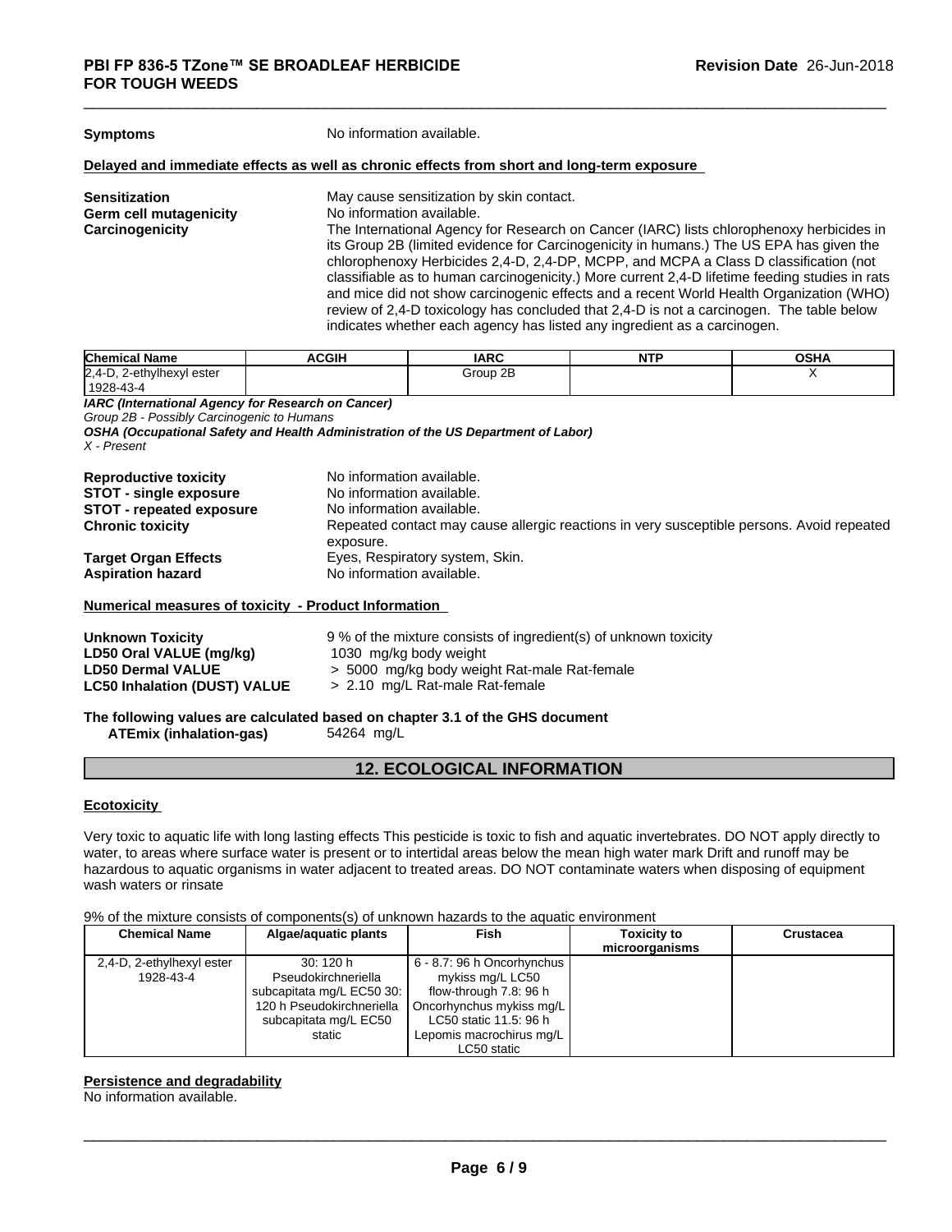**Symptoms** No information available.

**Delayed and immediate effects as well as chronic effects from short and long-term exposure**

**Sensitization** May cause sensitization by skin contact.

**Germ cell mutagenicity** No information available.

**Carcinogenicity** The International Agency for Research on Cancer (IARC) lists chlorophenoxy herbicides in its Group 2B (limited evidence for Carcinogenicity in humans.) The US EPA has given the chlorophenoxy Herbicides 2,4-D, 2,4-DP, MCPP, and MCPA a Class D classification (not classifiable as to human carcinogenicity.) More current 2,4-D lifetime feeding studies in rats and mice did not show carcinogenic effects and a recent World Health Organization (WHO) review of 2,4-D toxicology has concluded that 2,4-D is not a carcinogen. The table below indicates whether each agency has listed any ingredient as a carcinogen.

| Chemical Name | ACGIH | IARC | NTP | OSHA |
|---|---|---|---|---|
| 2,4-D, 2-ethylhexyl ester 1928-43-4 | | Group 2B | | X |

***IARC (International Agency for Research on Cancer)***
*Group 2B - Possibly Carcinogenic to Humans*
***OSHA (Occupational Safety and Health Administration of the US Department of Labor)***
*X - Present*

**Reproductive toxicity** No information available.

**STOT - single exposure** No information available.

**STOT - repeated exposure** No information available.

**Chronic toxicity** Repeated contact may cause allergic reactions in very susceptible persons. Avoid repeated exposure.

**Target Organ Effects** Eyes, Respiratory system, Skin.

**Aspiration hazard** No information available.

**Numerical measures of toxicity - Product Information**

**Unknown Toxicity** 9 % of the mixture consists of ingredient(s) of unknown toxicity

**LD50 Oral VALUE (mg/kg)** 1030 mg/kg body weight

**LD50 Dermal VALUE** > 5000 mg/kg body weight Rat-male Rat-female

**LC50 Inhalation (DUST) VALUE** > 2.10 mg/L Rat-male Rat-female

**The following values are calculated based on chapter 3.1 of the GHS document**

**ATEmix (inhalation-gas)** 54264 mg/L

## 12. ECOLOGICAL INFORMATION

**Ecotoxicity**

Very toxic to aquatic life with long lasting effects This pesticide is toxic to fish and aquatic invertebrates. DO NOT apply directly to water, to areas where surface water is present or to intertidal areas below the mean high water mark Drift and runoff may be hazardous to aquatic organisms in water adjacent to treated areas. DO NOT contaminate waters when disposing of equipment wash waters or rinsate

9% of the mixture consists of components(s) of unknown hazards to the aquatic environment

| Chemical Name | Algae/aquatic plants | Fish | Toxicity to microorganisms | Crustacea |
|---|---|---|---|---|
| 2,4-D, 2-ethylhexyl ester 1928-43-4 | 30: 120 h Pseudokirchneriella subcapitata mg/L EC50 30: 120 h Pseudokirchneriella subcapitata mg/L EC50 static | 6 - 8.7: 96 h Oncorhynchus mykiss mg/L LC50 flow-through 7.8: 96 h Oncorhynchus mykiss mg/L LC50 static 11.5: 96 h Lepomis macrochirus mg/L LC50 static | | |

**Persistence and degradability**

No information available.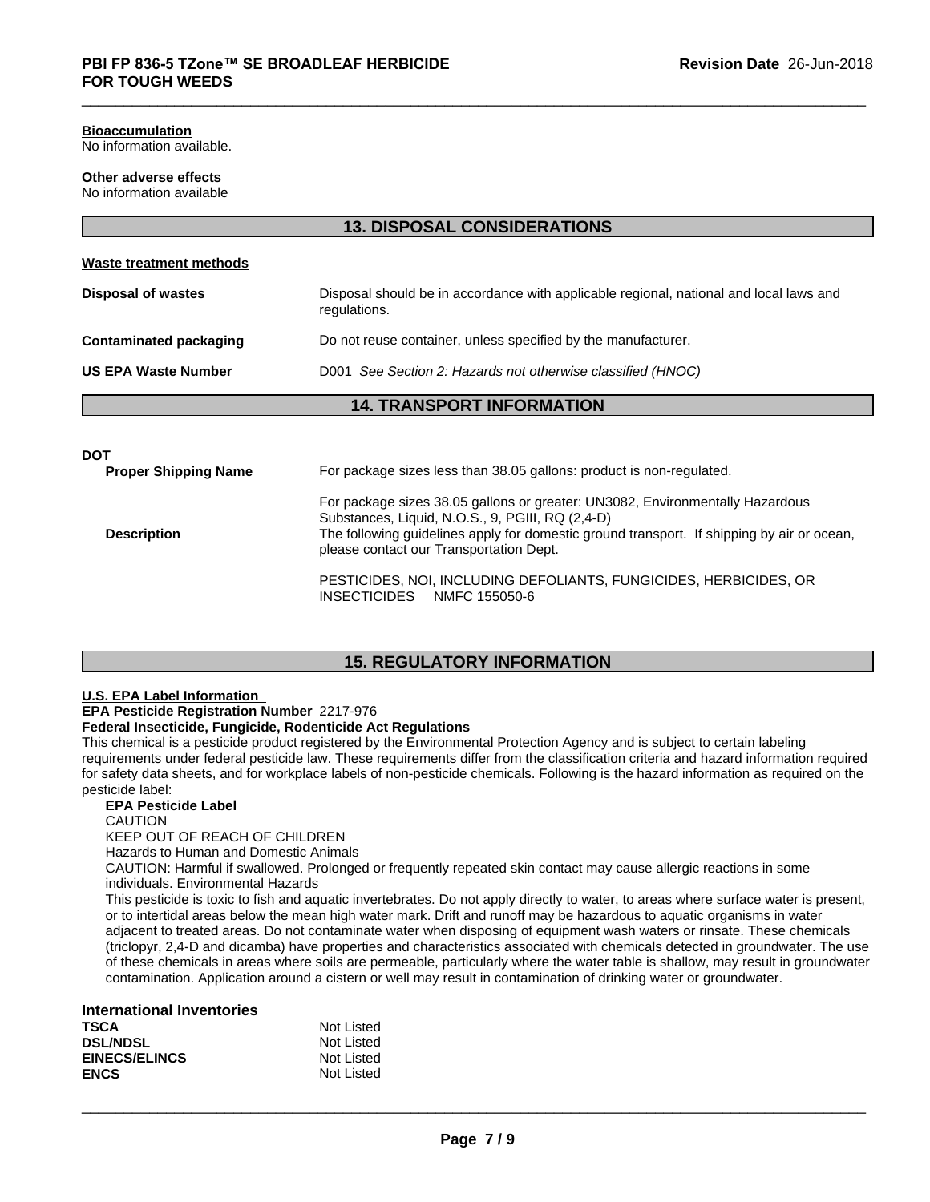**Bioaccumulation**
No information available.

**Other adverse effects**
No information available

## 13. DISPOSAL CONSIDERATIONS

**Waste treatment methods**

| | |
|---|---|
| **Disposal of wastes** | Disposal should be in accordance with applicable regional, national and local laws and regulations. |
| **Contaminated packaging** | Do not reuse container, unless specified by the manufacturer. |
| **US EPA Waste Number** | D001 *See Section 2: Hazards not otherwise classified (HNOC)* |

## 14. TRANSPORT INFORMATION

**DOT**

| | |
|---|---|
| **Proper Shipping Name** | For package sizes less than 38.05 gallons: product is non-regulated. |
| **Description** | For package sizes 38.05 gallons or greater: UN3082, Environmentally Hazardous Substances, Liquid, N.O.S., 9, PGIII, RQ (2,4-D)<br>The following guidelines apply for domestic ground transport. If shipping by air or ocean, please contact our Transportation Dept.<br><br>PESTICIDES, NOI, INCLUDING DEFOLIANTS, FUNGICIDES, HERBICIDES, OR INSECTICIDES NMFC 155050-6 |

## 15. REGULATORY INFORMATION

**U.S. EPA Label Information**
**EPA Pesticide Registration Number** 2217-976
**Federal Insecticide, Fungicide, Rodenticide Act Regulations**
This chemical is a pesticide product registered by the Environmental Protection Agency and is subject to certain labeling requirements under federal pesticide law. These requirements differ from the classification criteria and hazard information required for safety data sheets, and for workplace labels of non-pesticide chemicals. Following is the hazard information as required on the pesticide label:

**EPA Pesticide Label**
CAUTION
KEEP OUT OF REACH OF CHILDREN
Hazards to Human and Domestic Animals
CAUTION: Harmful if swallowed. Prolonged or frequently repeated skin contact may cause allergic reactions in some individuals. Environmental Hazards
This pesticide is toxic to fish and aquatic invertebrates. Do not apply directly to water, to areas where surface water is present, or to intertidal areas below the mean high water mark. Drift and runoff may be hazardous to aquatic organisms in water adjacent to treated areas. Do not contaminate water when disposing of equipment wash waters or rinsate. These chemicals (triclopyr, 2,4-D and dicamba) have properties and characteristics associated with chemicals detected in groundwater. The use of these chemicals in areas where soils are permeable, particularly where the water table is shallow, may result in groundwater contamination. Application around a cistern or well may result in contamination of drinking water or groundwater.

**International Inventories**

| | |
|---|---|
| **TSCA** | Not Listed |
| **DSL/NDSL** | Not Listed |
| **EINECS/ELINCS** | Not Listed |
| **ENCS** | Not Listed |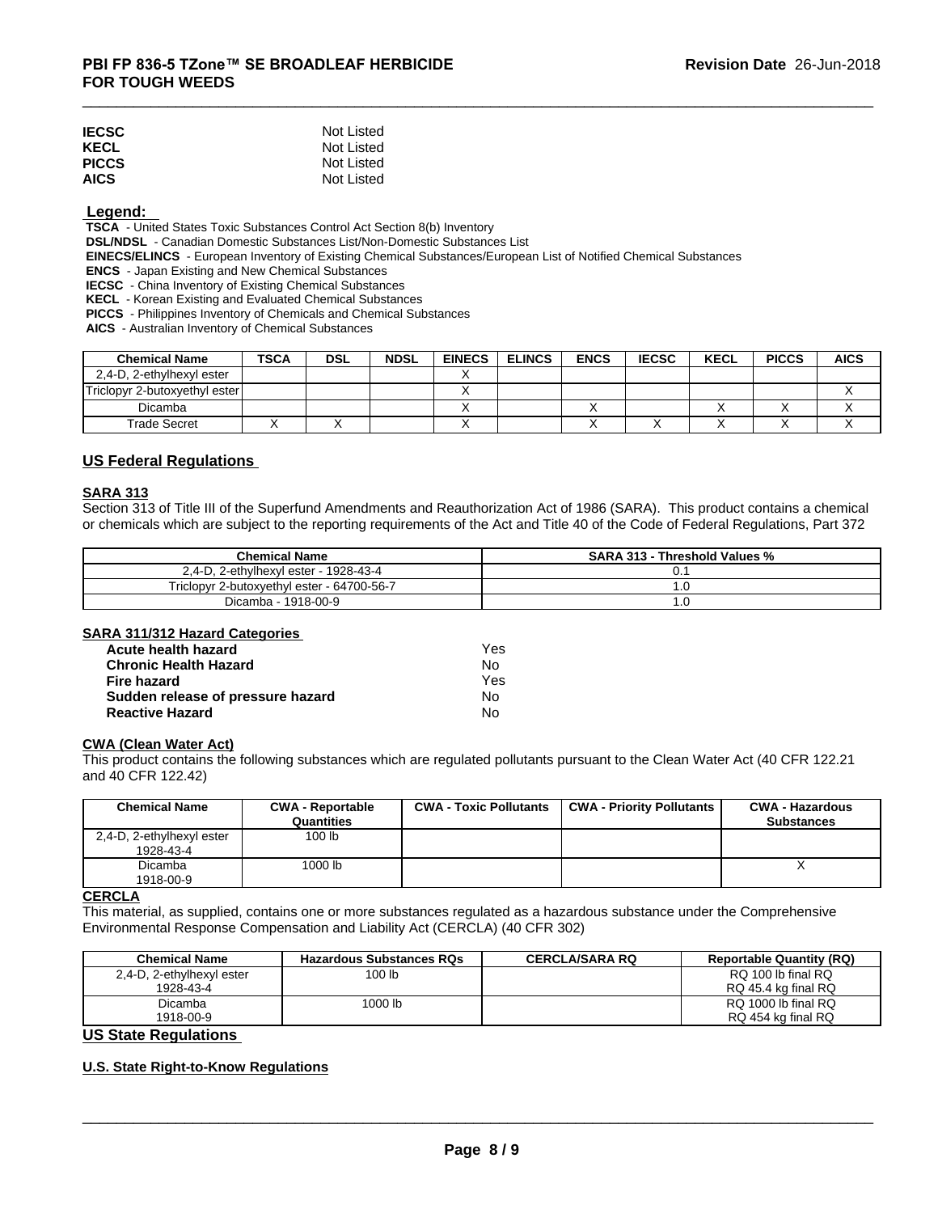| | |
|---|---|
| **IECSC** | Not Listed |
| **KECL** | Not Listed |
| **PICCS** | Not Listed |
| **AICS** | Not Listed |

**Legend:**

**TSCA** - United States Toxic Substances Control Act Section 8(b) Inventory
**DSL/NDSL** - Canadian Domestic Substances List/Non-Domestic Substances List
**EINECS/ELINCS** - European Inventory of Existing Chemical Substances/European List of Notified Chemical Substances
**ENCS** - Japan Existing and New Chemical Substances
**IECSC** - China Inventory of Existing Chemical Substances
**KECL** - Korean Existing and Evaluated Chemical Substances
**PICCS** - Philippines Inventory of Chemicals and Chemical Substances
**AICS** - Australian Inventory of Chemical Substances

| Chemical Name | TSCA | DSL | NDSL | EINECS | ELINCS | ENCS | IECSC | KECL | PICCS | AICS |
|---|---|---|---|---|---|---|---|---|---|---|
| 2,4-D, 2-ethylhexyl ester | | | | X | | | | | | |
| Triclopyr 2-butoxyethyl ester | | | | X | | | | | | X |
| Dicamba | | | | X | | X | | X | X | X |
| Trade Secret | X | X | | X | | X | X | X | X | X |

## US Federal Regulations

### SARA 313

Section 313 of Title III of the Superfund Amendments and Reauthorization Act of 1986 (SARA). This product contains a chemical or chemicals which are subject to the reporting requirements of the Act and Title 40 of the Code of Federal Regulations, Part 372

| Chemical Name | SARA 313 - Threshold Values % |
|---|---|
| 2,4-D, 2-ethylhexyl ester - 1928-43-4 | 0.1 |
| Triclopyr 2-butoxyethyl ester - 64700-56-7 | 1.0 |
| Dicamba - 1918-00-9 | 1.0 |

### SARA 311/312 Hazard Categories

| | |
|---|---|
| **Acute health hazard** | Yes |
| **Chronic Health Hazard** | No |
| **Fire hazard** | Yes |
| **Sudden release of pressure hazard** | No |
| **Reactive Hazard** | No |

### CWA (Clean Water Act)

This product contains the following substances which are regulated pollutants pursuant to the Clean Water Act (40 CFR 122.21 and 40 CFR 122.42)

| Chemical Name | CWA - Reportable Quantities | CWA - Toxic Pollutants | CWA - Priority Pollutants | CWA - Hazardous Substances |
|---|---|---|---|---|
| 2,4-D, 2-ethylhexyl ester 1928-43-4 | 100 lb | | | |
| Dicamba 1918-00-9 | 1000 lb | | | X |

### CERCLA

This material, as supplied, contains one or more substances regulated as a hazardous substance under the Comprehensive Environmental Response Compensation and Liability Act (CERCLA) (40 CFR 302)

| Chemical Name | Hazardous Substances RQs | CERCLA/SARA RQ | Reportable Quantity (RQ) |
|---|---|---|---|
| 2,4-D, 2-ethylhexyl ester 1928-43-4 | 100 lb | | RQ 100 lb final RQ<br>RQ 45.4 kg final RQ |
| Dicamba 1918-00-9 | 1000 lb | | RQ 1000 lb final RQ<br>RQ 454 kg final RQ |

## US State Regulations

### U.S. State Right-to-Know Regulations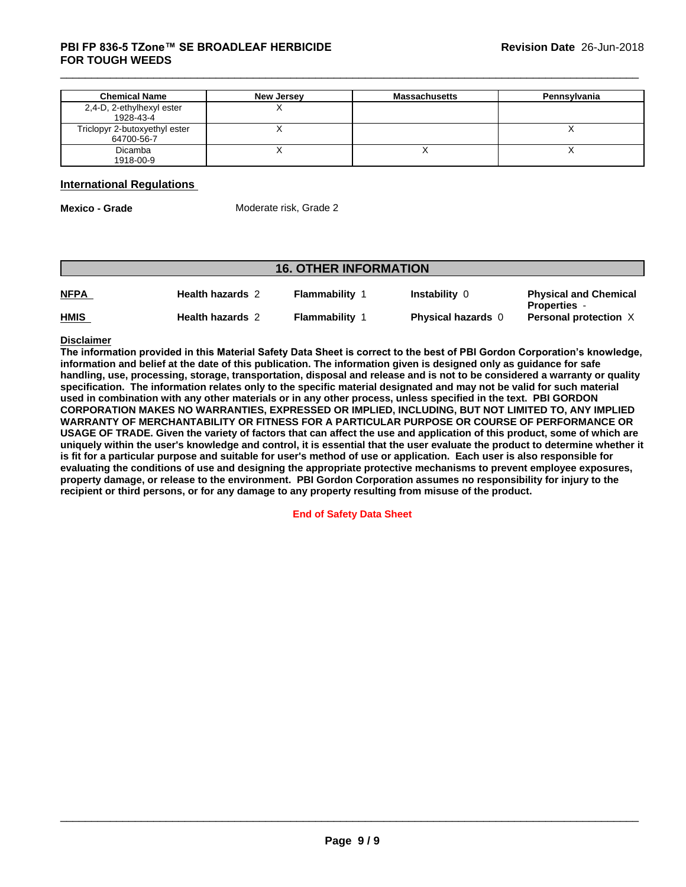| Chemical Name | New Jersey | Massachusetts | Pennsylvania |
|---|---|---|---|
| 2,4-D, 2-ethylhexyl ester<br>1928-43-4 | X | | |
| Triclopyr 2-butoxyethyl ester<br>64700-56-7 | X | | X |
| Dicamba<br>1918-00-9 | X | X | X |

### International Regulations

**Mexico - Grade** Moderate risk, Grade 2

## 16. OTHER INFORMATION

| | | | | |
|---|---|---|---|---|
| **NFPA** | **Health hazards** 2 | **Flammability** 1 | **Instability** 0 | **Physical and Chemical Properties** - |
| **HMIS** | **Health hazards** 2 | **Flammability** 1 | **Physical hazards** 0 | **Personal protection** X |

**Disclaimer**

**The information provided in this Material Safety Data Sheet is correct to the best of PBI Gordon Corporation's knowledge, information and belief at the date of this publication. The information given is designed only as guidance for safe handling, use, processing, storage, transportation, disposal and release and is not to be considered a warranty or quality specification. The information relates only to the specific material designated and may not be valid for such material used in combination with any other materials or in any other process, unless specified in the text. PBI GORDON CORPORATION MAKES NO WARRANTIES, EXPRESSED OR IMPLIED, INCLUDING, BUT NOT LIMITED TO, ANY IMPLIED WARRANTY OF MERCHANTABILITY OR FITNESS FOR A PARTICULAR PURPOSE OR COURSE OF PERFORMANCE OR USAGE OF TRADE. Given the variety of factors that can affect the use and application of this product, some of which are uniquely within the user's knowledge and control, it is essential that the user evaluate the product to determine whether it is fit for a particular purpose and suitable for user's method of use or application. Each user is also responsible for evaluating the conditions of use and designing the appropriate protective mechanisms to prevent employee exposures, property damage, or release to the environment. PBI Gordon Corporation assumes no responsibility for injury to the recipient or third persons, or for any damage to any property resulting from misuse of the product.**

**End of Safety Data Sheet**